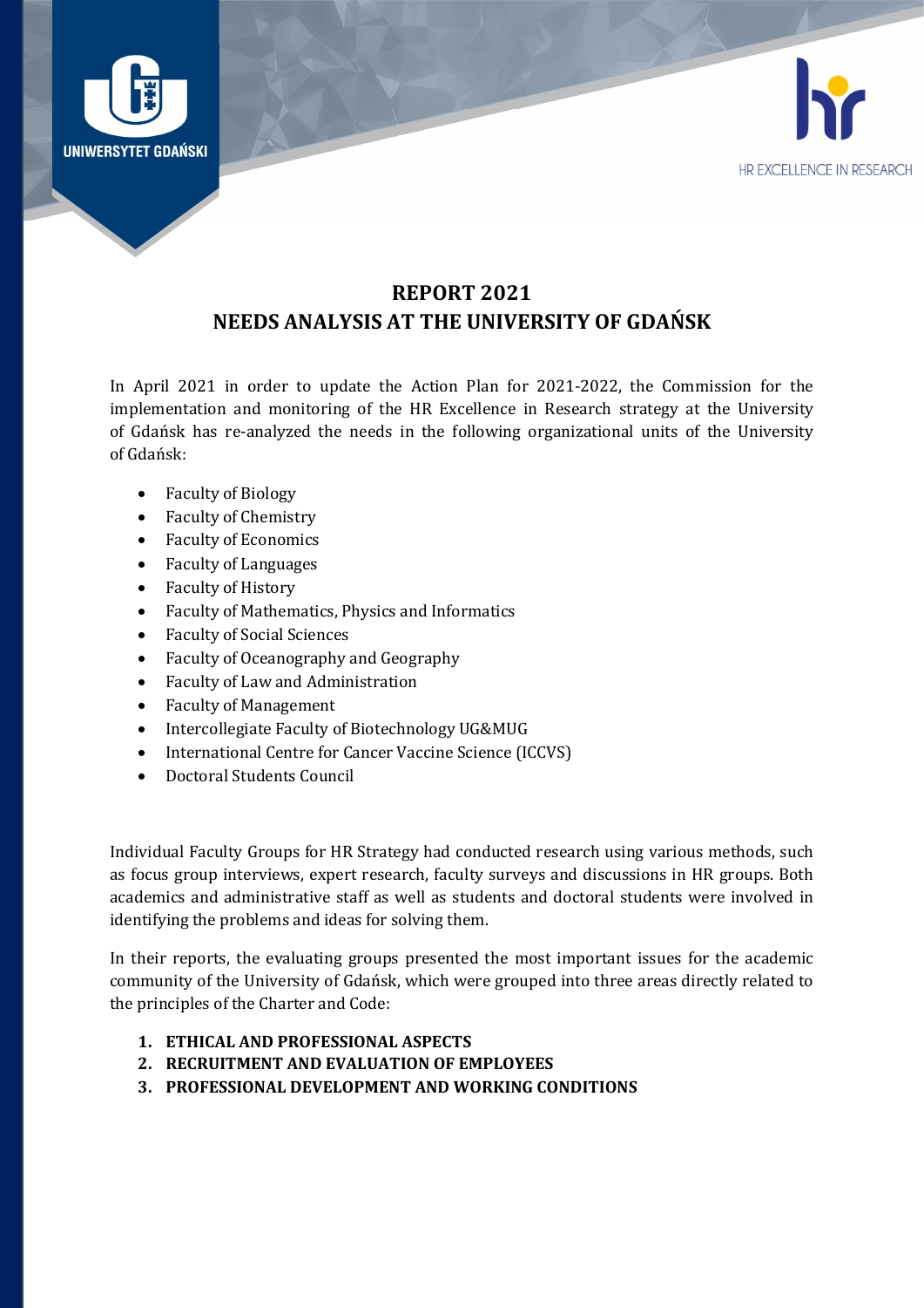# REPORT 2021
# NEEDS ANALYSIS AT THE UNIVERSITY OF GDAŃSK

In April 2021 in order to update the Action Plan for 2021-2022, the Commission for the implementation and monitoring of the HR Excellence in Research strategy at the University of Gdańsk has re-analyzed the needs in the following organizational units of the University of Gdańsk:

- Faculty of Biology
- Faculty of Chemistry
- Faculty of Economics
- Faculty of Languages
- Faculty of History
- Faculty of Mathematics, Physics and Informatics
- Faculty of Social Sciences
- Faculty of Oceanography and Geography
- Faculty of Law and Administration
- Faculty of Management
- Intercollegiate Faculty of Biotechnology UG&MUG
- International Centre for Cancer Vaccine Science (ICCVS)
- Doctoral Students Council

Individual Faculty Groups for HR Strategy had conducted research using various methods, such as focus group interviews, expert research, faculty surveys and discussions in HR groups. Both academics and administrative staff as well as students and doctoral students were involved in identifying the problems and ideas for solving them.

In their reports, the evaluating groups presented the most important issues for the academic community of the University of Gdańsk, which were grouped into three areas directly related to the principles of the Charter and Code:

1. **ETHICAL AND PROFESSIONAL ASPECTS**
2. **RECRUITMENT AND EVALUATION OF EMPLOYEES**
3. **PROFESSIONAL DEVELOPMENT AND WORKING CONDITIONS**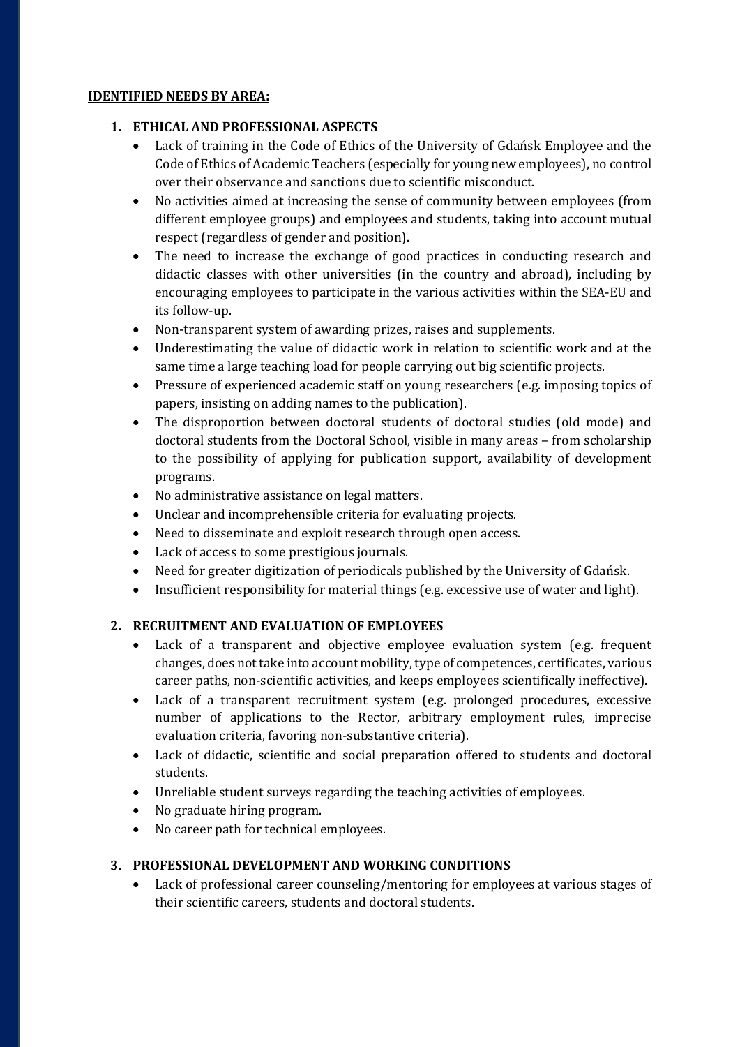**IDENTIFIED NEEDS BY AREA:**

1. **ETHICAL AND PROFESSIONAL ASPECTS**
   - Lack of training in the Code of Ethics of the University of Gdańsk Employee and the Code of Ethics of Academic Teachers (especially for young new employees), no control over their observance and sanctions due to scientific misconduct.
   - No activities aimed at increasing the sense of community between employees (from different employee groups) and employees and students, taking into account mutual respect (regardless of gender and position).
   - The need to increase the exchange of good practices in conducting research and didactic classes with other universities (in the country and abroad), including by encouraging employees to participate in the various activities within the SEA-EU and its follow-up.
   - Non-transparent system of awarding prizes, raises and supplements.
   - Underestimating the value of didactic work in relation to scientific work and at the same time a large teaching load for people carrying out big scientific projects.
   - Pressure of experienced academic staff on young researchers (e.g. imposing topics of papers, insisting on adding names to the publication).
   - The disproportion between doctoral students of doctoral studies (old mode) and doctoral students from the Doctoral School, visible in many areas – from scholarship to the possibility of applying for publication support, availability of development programs.
   - No administrative assistance on legal matters.
   - Unclear and incomprehensible criteria for evaluating projects.
   - Need to disseminate and exploit research through open access.
   - Lack of access to some prestigious journals.
   - Need for greater digitization of periodicals published by the University of Gdańsk.
   - Insufficient responsibility for material things (e.g. excessive use of water and light).

2. **RECRUITMENT AND EVALUATION OF EMPLOYEES**
   - Lack of a transparent and objective employee evaluation system (e.g. frequent changes, does not take into account mobility, type of competences, certificates, various career paths, non-scientific activities, and keeps employees scientifically ineffective).
   - Lack of a transparent recruitment system (e.g. prolonged procedures, excessive number of applications to the Rector, arbitrary employment rules, imprecise evaluation criteria, favoring non-substantive criteria).
   - Lack of didactic, scientific and social preparation offered to students and doctoral students.
   - Unreliable student surveys regarding the teaching activities of employees.
   - No graduate hiring program.
   - No career path for technical employees.

3. **PROFESSIONAL DEVELOPMENT AND WORKING CONDITIONS**
   - Lack of professional career counseling/mentoring for employees at various stages of their scientific careers, students and doctoral students.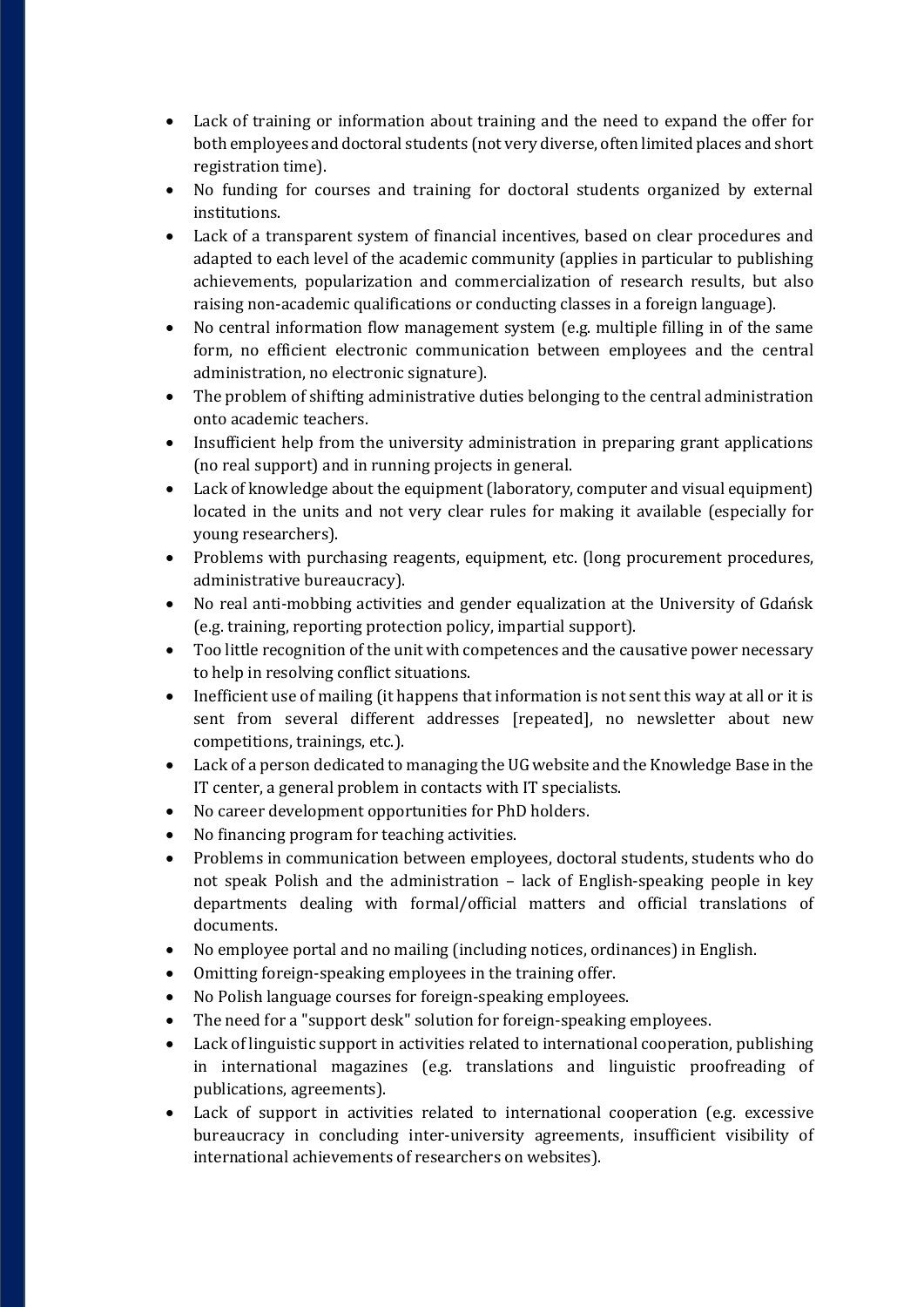- Lack of training or information about training and the need to expand the offer for both employees and doctoral students (not very diverse, often limited places and short registration time).
- No funding for courses and training for doctoral students organized by external institutions.
- Lack of a transparent system of financial incentives, based on clear procedures and adapted to each level of the academic community (applies in particular to publishing achievements, popularization and commercialization of research results, but also raising non-academic qualifications or conducting classes in a foreign language).
- No central information flow management system (e.g. multiple filling in of the same form, no efficient electronic communication between employees and the central administration, no electronic signature).
- The problem of shifting administrative duties belonging to the central administration onto academic teachers.
- Insufficient help from the university administration in preparing grant applications (no real support) and in running projects in general.
- Lack of knowledge about the equipment (laboratory, computer and visual equipment) located in the units and not very clear rules for making it available (especially for young researchers).
- Problems with purchasing reagents, equipment, etc. (long procurement procedures, administrative bureaucracy).
- No real anti-mobbing activities and gender equalization at the University of Gdańsk (e.g. training, reporting protection policy, impartial support).
- Too little recognition of the unit with competences and the causative power necessary to help in resolving conflict situations.
- Inefficient use of mailing (it happens that information is not sent this way at all or it is sent from several different addresses [repeated], no newsletter about new competitions, trainings, etc.).
- Lack of a person dedicated to managing the UG website and the Knowledge Base in the IT center, a general problem in contacts with IT specialists.
- No career development opportunities for PhD holders.
- No financing program for teaching activities.
- Problems in communication between employees, doctoral students, students who do not speak Polish and the administration – lack of English-speaking people in key departments dealing with formal/official matters and official translations of documents.
- No employee portal and no mailing (including notices, ordinances) in English.
- Omitting foreign-speaking employees in the training offer.
- No Polish language courses for foreign-speaking employees.
- The need for a "support desk" solution for foreign-speaking employees.
- Lack of linguistic support in activities related to international cooperation, publishing in international magazines (e.g. translations and linguistic proofreading of publications, agreements).
- Lack of support in activities related to international cooperation (e.g. excessive bureaucracy in concluding inter-university agreements, insufficient visibility of international achievements of researchers on websites).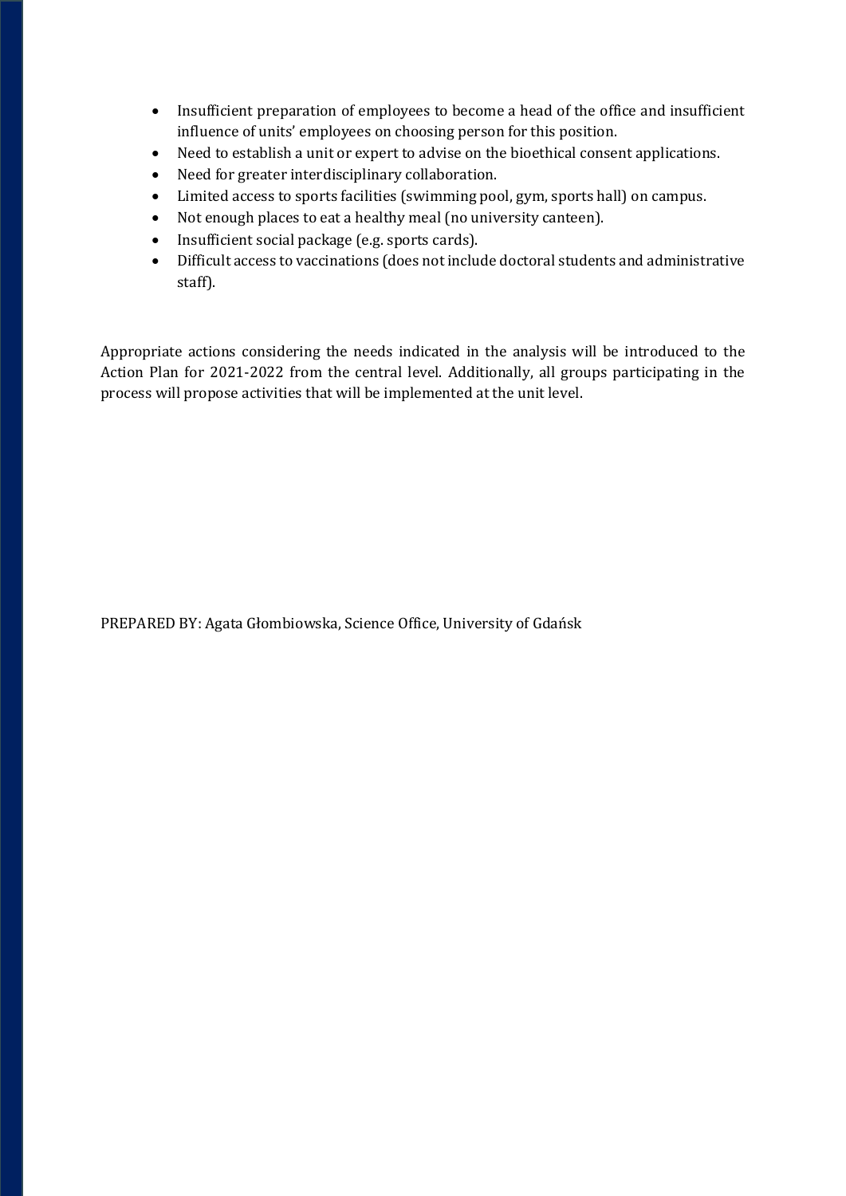- Insufficient preparation of employees to become a head of the office and insufficient influence of units' employees on choosing person for this position.
- Need to establish a unit or expert to advise on the bioethical consent applications.
- Need for greater interdisciplinary collaboration.
- Limited access to sports facilities (swimming pool, gym, sports hall) on campus.
- Not enough places to eat a healthy meal (no university canteen).
- Insufficient social package (e.g. sports cards).
- Difficult access to vaccinations (does not include doctoral students and administrative staff).

Appropriate actions considering the needs indicated in the analysis will be introduced to the Action Plan for 2021-2022 from the central level. Additionally, all groups participating in the process will propose activities that will be implemented at the unit level.

PREPARED BY: Agata Głombiowska, Science Office, University of Gdańsk